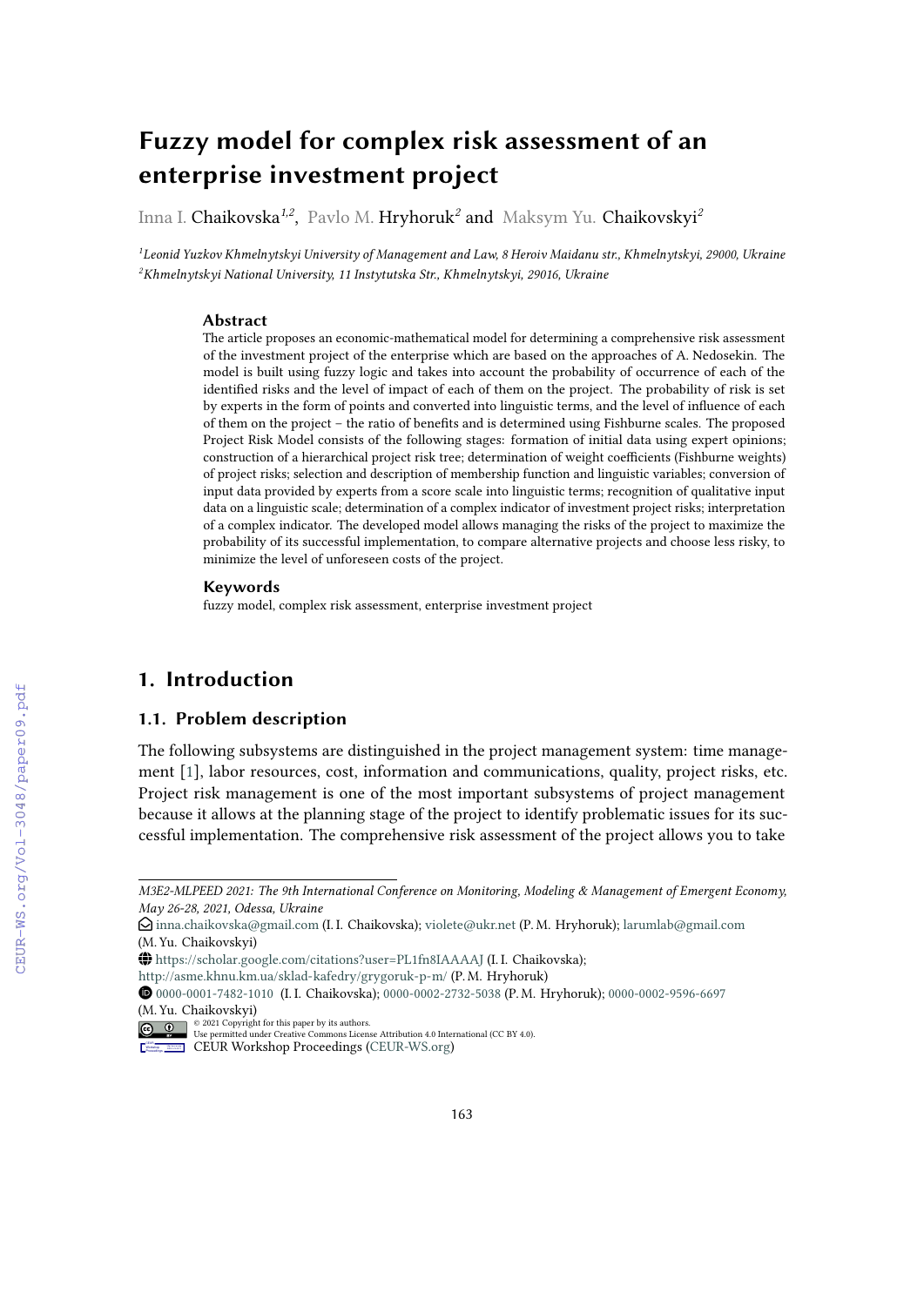# Fuzzy model for complex risk assessment of an enterprise investment project

Inna I. Chaikovska[1,2], Pavlo M. Hryhoruk[2] and Maksym Yu. Chaikovskyi[2]

[1]*Leonid Yuzkov Khmelnytskyi University of Management and Law, 8 Heroiv Maidanu str., Khmelnytskyi, 29000, Ukraine*
[2]*Khmelnytskyi National University, 11 Instytutska Str., Khmelnytskyi, 29016, Ukraine*

### Abstract

The article proposes an economic-mathematical model for determining a comprehensive risk assessment of the investment project of the enterprise which are based on the approaches of A. Nedosekin. The model is built using fuzzy logic and takes into account the probability of occurrence of each of the identified risks and the level of impact of each of them on the project. The probability of risk is set by experts in the form of points and converted into linguistic terms, and the level of influence of each of them on the project – the ratio of benefits and is determined using Fishburne scales. The proposed Project Risk Model consists of the following stages: formation of initial data using expert opinions; construction of a hierarchical project risk tree; determination of weight coefficients (Fishburne weights) of project risks; selection and description of membership function and linguistic variables; conversion of input data provided by experts from a score scale into linguistic terms; recognition of qualitative input data on a linguistic scale; determination of a complex indicator of investment project risks; interpretation of a complex indicator. The developed model allows managing the risks of the project to maximize the probability of its successful implementation, to compare alternative projects and choose less risky, to minimize the level of unforeseen costs of the project.

### Keywords

fuzzy model, complex risk assessment, enterprise investment project

## 1. Introduction

### 1.1. Problem description

The following subsystems are distinguished in the project management system: time management [1], labor resources, cost, information and communications, quality, project risks, etc. Project risk management is one of the most important subsystems of project management because it allows at the planning stage of the project to identify problematic issues for its successful implementation. The comprehensive risk assessment of the project allows you to take

---

*M3E2-MLPEED 2021: The 9th International Conference on Monitoring, Modeling & Management of Emergent Economy, May 26-28, 2021, Odessa, Ukraine*

inna.chaikovska@gmail.com (I. I. Chaikovska); violete@ukr.net (P. M. Hryhoruk); larumlab@gmail.com (M. Yu. Chaikovskyi)

https://scholar.google.com/citations?user=PL1fn8IAAAAJ (I. I. Chaikovska);
http://asme.khnu.km.ua/sklad-kafedry/grygoruk-p-m/ (P. M. Hryhoruk)

0000-0001-7482-1010 (I. I. Chaikovska); 0000-0002-2732-5038 (P. M. Hryhoruk); 0000-0002-9596-6697 (M. Yu. Chaikovskyi)

© 2021 Copyright for this paper by its authors.
Use permitted under Creative Commons License Attribution 4.0 International (CC BY 4.0).

CEUR Workshop Proceedings (CEUR-WS.org)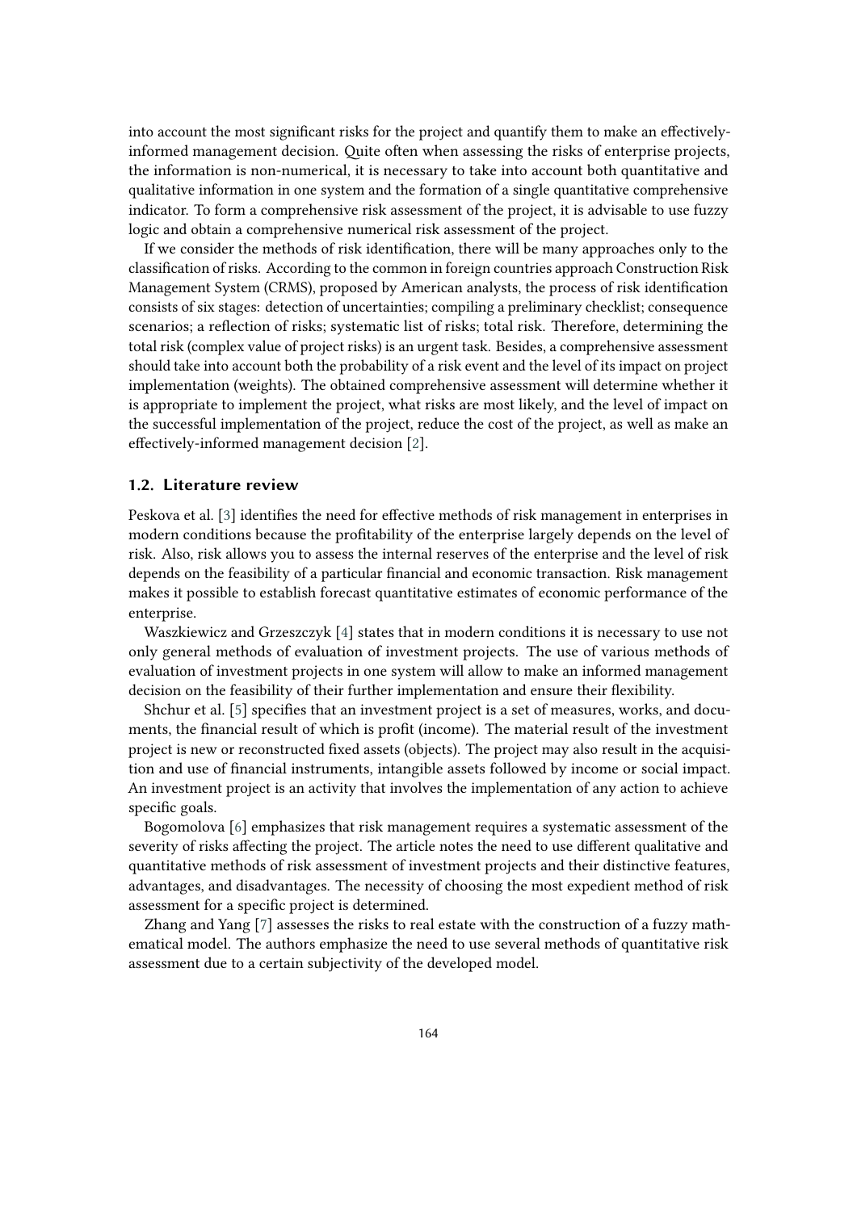into account the most significant risks for the project and quantify them to make an effectively-informed management decision. Quite often when assessing the risks of enterprise projects, the information is non-numerical, it is necessary to take into account both quantitative and qualitative information in one system and the formation of a single quantitative comprehensive indicator. To form a comprehensive risk assessment of the project, it is advisable to use fuzzy logic and obtain a comprehensive numerical risk assessment of the project.

If we consider the methods of risk identification, there will be many approaches only to the classification of risks. According to the common in foreign countries approach Construction Risk Management System (CRMS), proposed by American analysts, the process of risk identification consists of six stages: detection of uncertainties; compiling a preliminary checklist; consequence scenarios; a reflection of risks; systematic list of risks; total risk. Therefore, determining the total risk (complex value of project risks) is an urgent task. Besides, a comprehensive assessment should take into account both the probability of a risk event and the level of its impact on project implementation (weights). The obtained comprehensive assessment will determine whether it is appropriate to implement the project, what risks are most likely, and the level of impact on the successful implementation of the project, reduce the cost of the project, as well as make an effectively-informed management decision [2].

### 1.2. Literature review

Peskova et al. [3] identifies the need for effective methods of risk management in enterprises in modern conditions because the profitability of the enterprise largely depends on the level of risk. Also, risk allows you to assess the internal reserves of the enterprise and the level of risk depends on the feasibility of a particular financial and economic transaction. Risk management makes it possible to establish forecast quantitative estimates of economic performance of the enterprise.

Waszkiewicz and Grzeszczyk [4] states that in modern conditions it is necessary to use not only general methods of evaluation of investment projects. The use of various methods of evaluation of investment projects in one system will allow to make an informed management decision on the feasibility of their further implementation and ensure their flexibility.

Shchur et al. [5] specifies that an investment project is a set of measures, works, and documents, the financial result of which is profit (income). The material result of the investment project is new or reconstructed fixed assets (objects). The project may also result in the acquisition and use of financial instruments, intangible assets followed by income or social impact. An investment project is an activity that involves the implementation of any action to achieve specific goals.

Bogomolova [6] emphasizes that risk management requires a systematic assessment of the severity of risks affecting the project. The article notes the need to use different qualitative and quantitative methods of risk assessment of investment projects and their distinctive features, advantages, and disadvantages. The necessity of choosing the most expedient method of risk assessment for a specific project is determined.

Zhang and Yang [7] assesses the risks to real estate with the construction of a fuzzy mathematical model. The authors emphasize the need to use several methods of quantitative risk assessment due to a certain subjectivity of the developed model.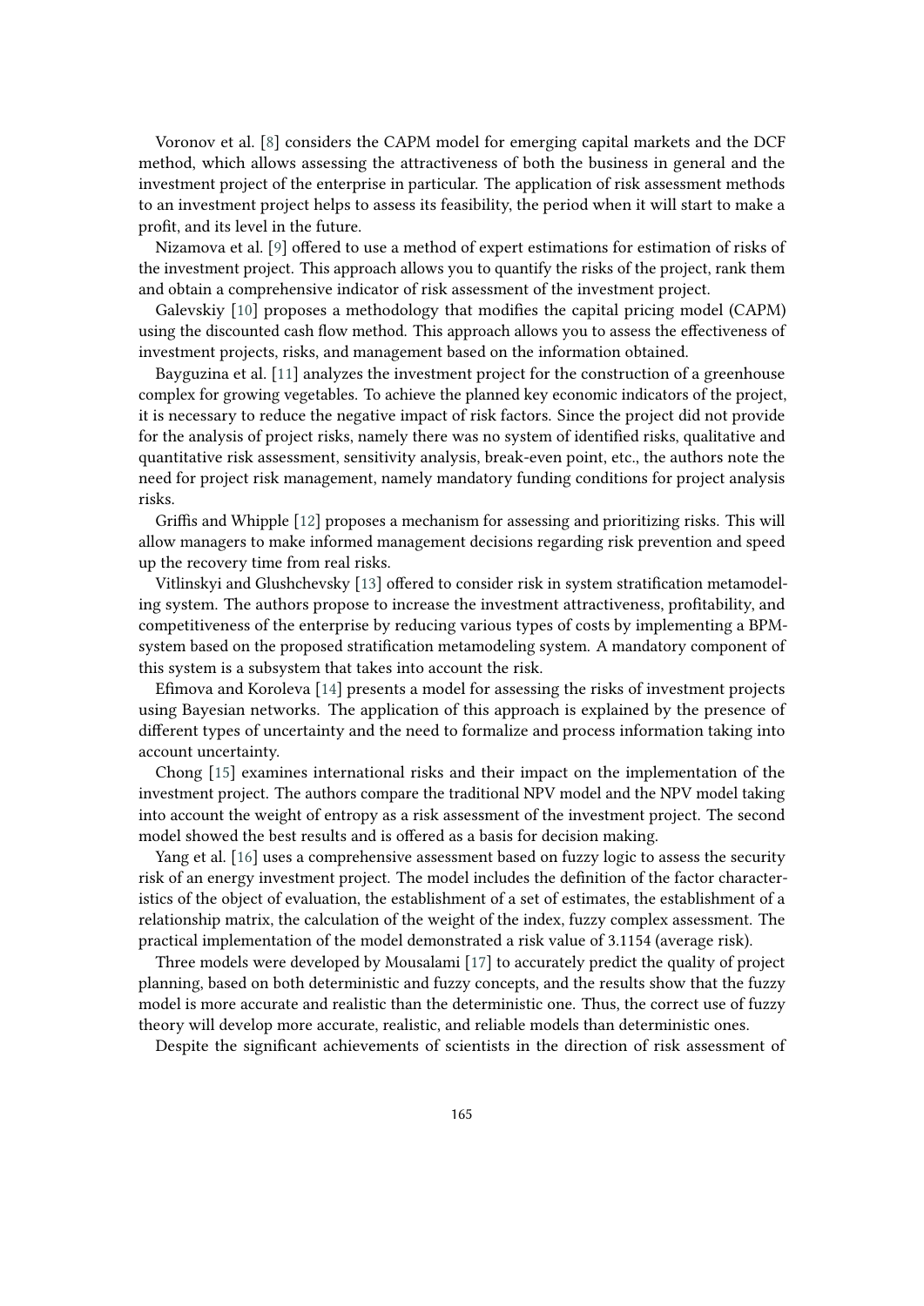Voronov et al. [8] considers the CAPM model for emerging capital markets and the DCF method, which allows assessing the attractiveness of both the business in general and the investment project of the enterprise in particular. The application of risk assessment methods to an investment project helps to assess its feasibility, the period when it will start to make a profit, and its level in the future.

Nizamova et al. [9] offered to use a method of expert estimations for estimation of risks of the investment project. This approach allows you to quantify the risks of the project, rank them and obtain a comprehensive indicator of risk assessment of the investment project.

Galevskiy [10] proposes a methodology that modifies the capital pricing model (CAPM) using the discounted cash flow method. This approach allows you to assess the effectiveness of investment projects, risks, and management based on the information obtained.

Bayguzina et al. [11] analyzes the investment project for the construction of a greenhouse complex for growing vegetables. To achieve the planned key economic indicators of the project, it is necessary to reduce the negative impact of risk factors. Since the project did not provide for the analysis of project risks, namely there was no system of identified risks, qualitative and quantitative risk assessment, sensitivity analysis, break-even point, etc., the authors note the need for project risk management, namely mandatory funding conditions for project analysis risks.

Griffis and Whipple [12] proposes a mechanism for assessing and prioritizing risks. This will allow managers to make informed management decisions regarding risk prevention and speed up the recovery time from real risks.

Vitlinskyi and Glushchevsky [13] offered to consider risk in system stratification metamodeling system. The authors propose to increase the investment attractiveness, profitability, and competitiveness of the enterprise by reducing various types of costs by implementing a BPM-system based on the proposed stratification metamodeling system. A mandatory component of this system is a subsystem that takes into account the risk.

Efimova and Koroleva [14] presents a model for assessing the risks of investment projects using Bayesian networks. The application of this approach is explained by the presence of different types of uncertainty and the need to formalize and process information taking into account uncertainty.

Chong [15] examines international risks and their impact on the implementation of the investment project. The authors compare the traditional NPV model and the NPV model taking into account the weight of entropy as a risk assessment of the investment project. The second model showed the best results and is offered as a basis for decision making.

Yang et al. [16] uses a comprehensive assessment based on fuzzy logic to assess the security risk of an energy investment project. The model includes the definition of the factor characteristics of the object of evaluation, the establishment of a set of estimates, the establishment of a relationship matrix, the calculation of the weight of the index, fuzzy complex assessment. The practical implementation of the model demonstrated a risk value of 3.1154 (average risk).

Three models were developed by Mousalami [17] to accurately predict the quality of project planning, based on both deterministic and fuzzy concepts, and the results show that the fuzzy model is more accurate and realistic than the deterministic one. Thus, the correct use of fuzzy theory will develop more accurate, realistic, and reliable models than deterministic ones.

Despite the significant achievements of scientists in the direction of risk assessment of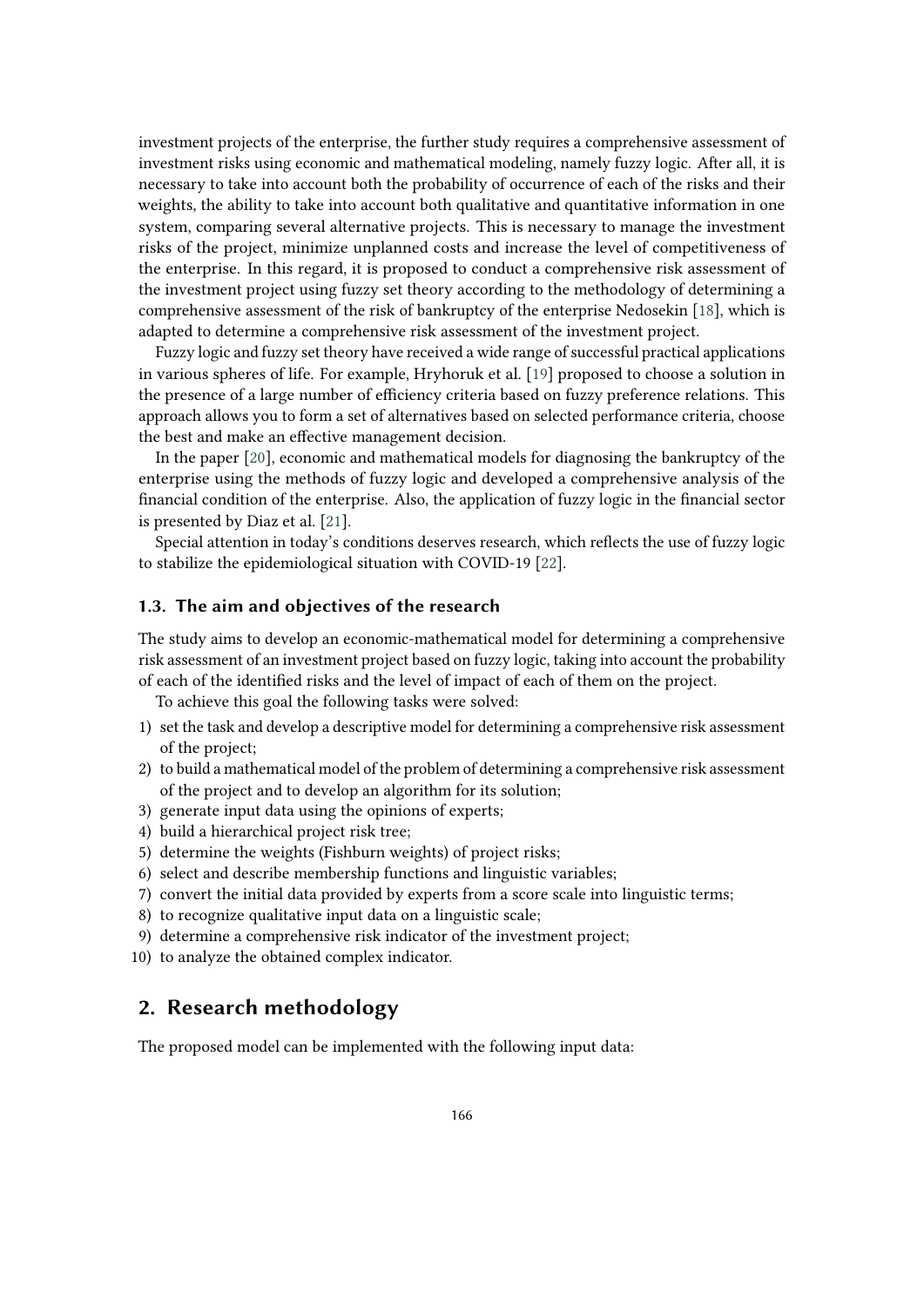investment projects of the enterprise, the further study requires a comprehensive assessment of investment risks using economic and mathematical modeling, namely fuzzy logic. After all, it is necessary to take into account both the probability of occurrence of each of the risks and their weights, the ability to take into account both qualitative and quantitative information in one system, comparing several alternative projects. This is necessary to manage the investment risks of the project, minimize unplanned costs and increase the level of competitiveness of the enterprise. In this regard, it is proposed to conduct a comprehensive risk assessment of the investment project using fuzzy set theory according to the methodology of determining a comprehensive assessment of the risk of bankruptcy of the enterprise Nedosekin [18], which is adapted to determine a comprehensive risk assessment of the investment project.

Fuzzy logic and fuzzy set theory have received a wide range of successful practical applications in various spheres of life. For example, Hryhoruk et al. [19] proposed to choose a solution in the presence of a large number of efficiency criteria based on fuzzy preference relations. This approach allows you to form a set of alternatives based on selected performance criteria, choose the best and make an effective management decision.

In the paper [20], economic and mathematical models for diagnosing the bankruptcy of the enterprise using the methods of fuzzy logic and developed a comprehensive analysis of the financial condition of the enterprise. Also, the application of fuzzy logic in the financial sector is presented by Diaz et al. [21].

Special attention in today's conditions deserves research, which reflects the use of fuzzy logic to stabilize the epidemiological situation with COVID-19 [22].

### 1.3. The aim and objectives of the research

The study aims to develop an economic-mathematical model for determining a comprehensive risk assessment of an investment project based on fuzzy logic, taking into account the probability of each of the identified risks and the level of impact of each of them on the project.

To achieve this goal the following tasks were solved:

1) set the task and develop a descriptive model for determining a comprehensive risk assessment of the project;
2) to build a mathematical model of the problem of determining a comprehensive risk assessment of the project and to develop an algorithm for its solution;
3) generate input data using the opinions of experts;
4) build a hierarchical project risk tree;
5) determine the weights (Fishburn weights) of project risks;
6) select and describe membership functions and linguistic variables;
7) convert the initial data provided by experts from a score scale into linguistic terms;
8) to recognize qualitative input data on a linguistic scale;
9) determine a comprehensive risk indicator of the investment project;
10) to analyze the obtained complex indicator.

## 2. Research methodology

The proposed model can be implemented with the following input data: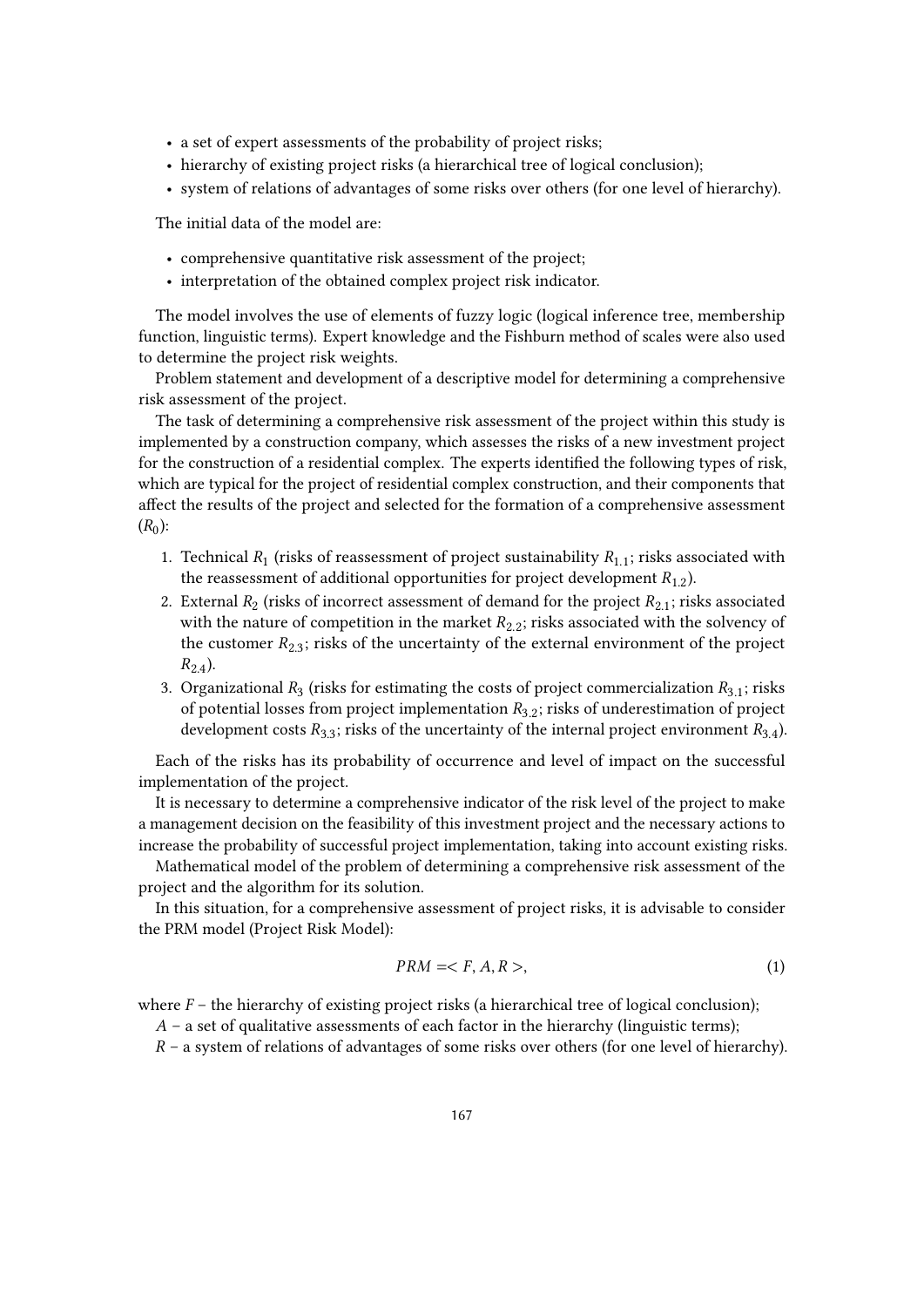- a set of expert assessments of the probability of project risks;
- hierarchy of existing project risks (a hierarchical tree of logical conclusion);
- system of relations of advantages of some risks over others (for one level of hierarchy).

The initial data of the model are:

- comprehensive quantitative risk assessment of the project;
- interpretation of the obtained complex project risk indicator.

The model involves the use of elements of fuzzy logic (logical inference tree, membership function, linguistic terms). Expert knowledge and the Fishburn method of scales were also used to determine the project risk weights.

Problem statement and development of a descriptive model for determining a comprehensive risk assessment of the project.

The task of determining a comprehensive risk assessment of the project within this study is implemented by a construction company, which assesses the risks of a new investment project for the construction of a residential complex. The experts identified the following types of risk, which are typical for the project of residential complex construction, and their components that affect the results of the project and selected for the formation of a comprehensive assessment ($R_0$):

1. Technical $R_1$ (risks of reassessment of project sustainability $R_{1.1}$; risks associated with the reassessment of additional opportunities for project development $R_{1.2}$).
2. External $R_2$ (risks of incorrect assessment of demand for the project $R_{2.1}$; risks associated with the nature of competition in the market $R_{2.2}$; risks associated with the solvency of the customer $R_{2.3}$; risks of the uncertainty of the external environment of the project $R_{2.4}$).
3. Organizational $R_3$ (risks for estimating the costs of project commercialization $R_{3.1}$; risks of potential losses from project implementation $R_{3.2}$; risks of underestimation of project development costs $R_{3.3}$; risks of the uncertainty of the internal project environment $R_{3.4}$).

Each of the risks has its probability of occurrence and level of impact on the successful implementation of the project.

It is necessary to determine a comprehensive indicator of the risk level of the project to make a management decision on the feasibility of this investment project and the necessary actions to increase the probability of successful project implementation, taking into account existing risks.

Mathematical model of the problem of determining a comprehensive risk assessment of the project and the algorithm for its solution.

In this situation, for a comprehensive assessment of project risks, it is advisable to consider the PRM model (Project Risk Model):

$$PRM = < F, A, R >, \tag{1}$$

where $F$ – the hierarchy of existing project risks (a hierarchical tree of logical conclusion);

$A$ – a set of qualitative assessments of each factor in the hierarchy (linguistic terms);

$R$ – a system of relations of advantages of some risks over others (for one level of hierarchy).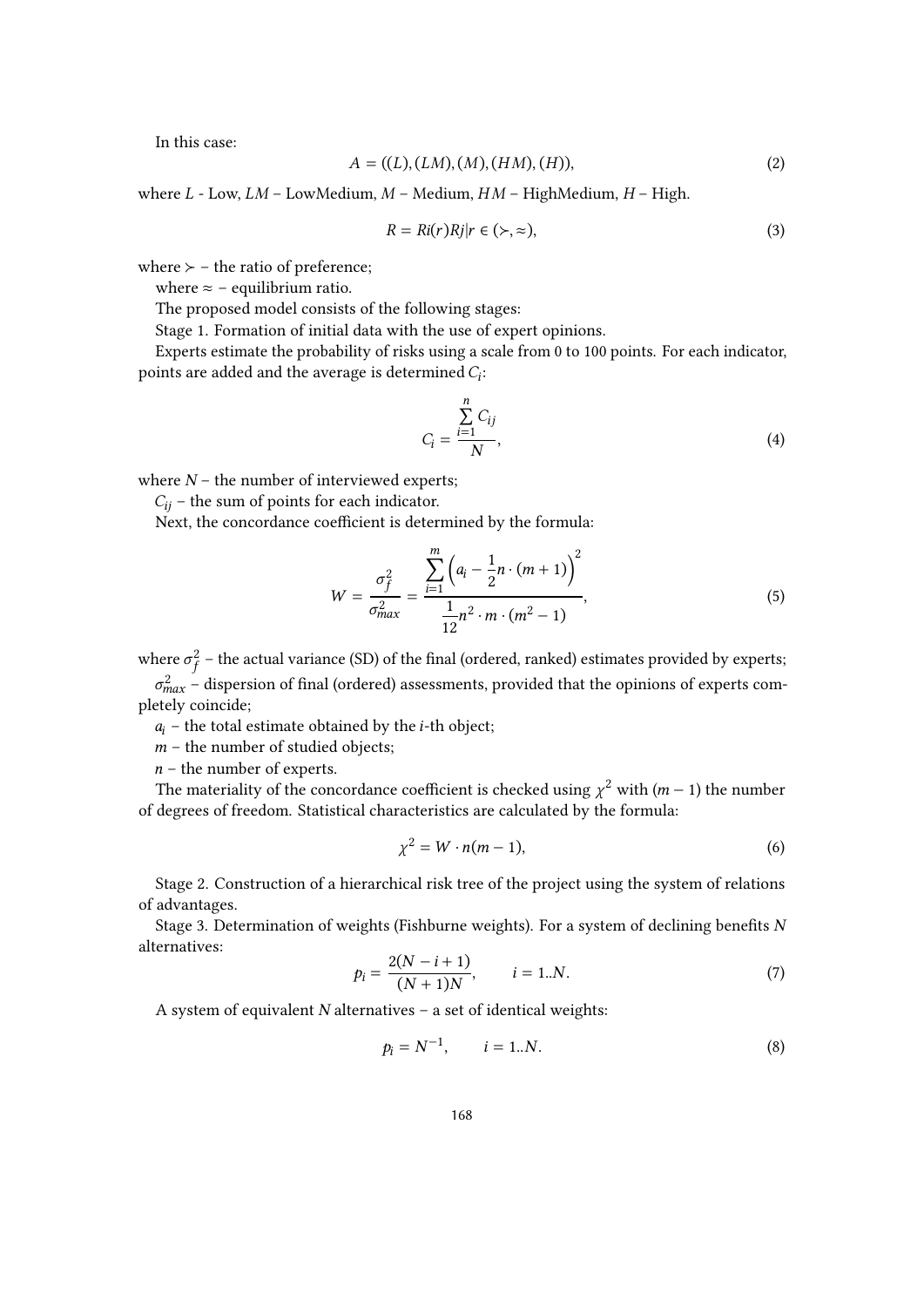In this case:

$$A = ((L), (LM), (M), (HM), (H)), \tag{2}$$

where $L$ - Low, $LM$ – LowMedium, $M$ – Medium, $HM$ – HighMedium, $H$ – High.

$$R = Ri(r)Rj|r \in (\succ, \approx), \tag{3}$$

where $\succ$ – the ratio of preference;

where $\approx$ – equilibrium ratio.

The proposed model consists of the following stages:

Stage 1. Formation of initial data with the use of expert opinions.

Experts estimate the probability of risks using a scale from 0 to 100 points. For each indicator, points are added and the average is determined $C_i$:

$$C_i = \frac{\sum_{i=1}^{n} C_{ij}}{N}, \tag{4}$$

where $N$ – the number of interviewed experts;

$C_{ij}$ – the sum of points for each indicator.

Next, the concordance coefficient is determined by the formula:

$$W = \frac{\sigma_f^2}{\sigma_{max}^2} = \frac{\sum_{i=1}^{m} \left(a_i - \frac{1}{2}n \cdot (m+1)\right)^2}{\frac{1}{12}n^2 \cdot m \cdot (m^2 - 1)}, \tag{5}$$

where $\sigma_f^2$ – the actual variance (SD) of the final (ordered, ranked) estimates provided by experts;

$\sigma_{max}^2$ – dispersion of final (ordered) assessments, provided that the opinions of experts completely coincide;

$a_i$ – the total estimate obtained by the $i$-th object;

$m$ – the number of studied objects;

$n$ – the number of experts.

The materiality of the concordance coefficient is checked using $\chi^2$ with $(m-1)$ the number of degrees of freedom. Statistical characteristics are calculated by the formula:

$$\chi^2 = W \cdot n(m-1), \tag{6}$$

Stage 2. Construction of a hierarchical risk tree of the project using the system of relations of advantages.

Stage 3. Determination of weights (Fishburne weights). For a system of declining benefits $N$ alternatives:

$$p_i = \frac{2(N-i+1)}{(N+1)N}, \qquad i = 1..N. \tag{7}$$

A system of equivalent $N$ alternatives – a set of identical weights:

$$p_i = N^{-1}, \qquad i = 1..N. \tag{8}$$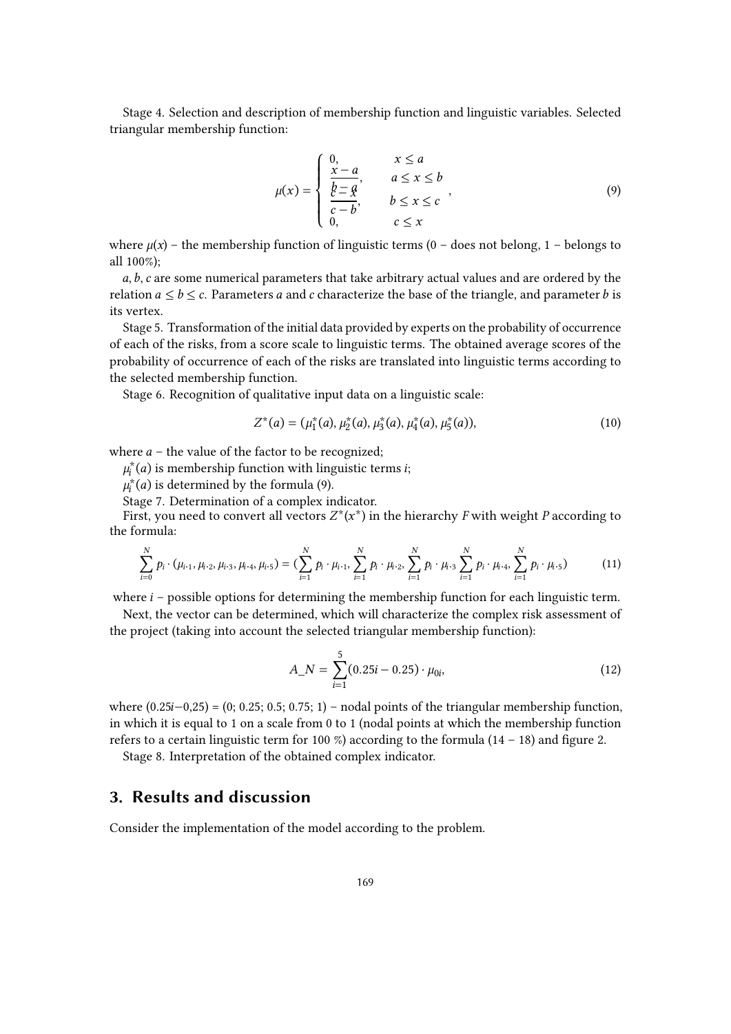Stage 4. Selection and description of membership function and linguistic variables. Selected triangular membership function:

$$\mu(x) = \begin{cases} 0, & x \leq a \\ \dfrac{x-a}{b-a}, & a \leq x \leq b \\ \dfrac{c-x}{c-b}, & b \leq x \leq c \\ 0, & c \leq x \end{cases}, \tag{9}$$

where $\mu(x)$ – the membership function of linguistic terms (0 – does not belong, 1 – belongs to all 100%);

$a, b, c$ are some numerical parameters that take arbitrary actual values and are ordered by the relation $a \leq b \leq c$. Parameters $a$ and $c$ characterize the base of the triangle, and parameter $b$ is its vertex.

Stage 5. Transformation of the initial data provided by experts on the probability of occurrence of each of the risks, from a score scale to linguistic terms. The obtained average scores of the probability of occurrence of each of the risks are translated into linguistic terms according to the selected membership function.

Stage 6. Recognition of qualitative input data on a linguistic scale:

$$Z^*(a) = (\mu_1^*(a), \mu_2^*(a), \mu_3^*(a), \mu_4^*(a), \mu_5^*(a)), \tag{10}$$

where $a$ – the value of the factor to be recognized;

$\mu_i^*(a)$ is membership function with linguistic terms $i$;

$\mu_i^*(a)$ is determined by the formula (9).

Stage 7. Determination of a complex indicator.

First, you need to convert all vectors $Z^*(x^*)$ in the hierarchy $F$ with weight $P$ according to the formula:

$$\sum_{i=0}^{N} p_i \cdot (\mu_{i\cdot 1}, \mu_{i\cdot 2}, \mu_{i\cdot 3}, \mu_{i\cdot 4}, \mu_{i\cdot 5}) = (\sum_{i=1}^{N} p_i \cdot \mu_{i\cdot 1}, \sum_{i=1}^{N} p_i \cdot \mu_{i\cdot 2}, \sum_{i=1}^{N} p_i \cdot \mu_{i\cdot 3} \sum_{i=1}^{N} p_i \cdot \mu_{i\cdot 4}, \sum_{i=1}^{N} p_i \cdot \mu_{i\cdot 5}) \tag{11}$$

where $i$ – possible options for determining the membership function for each linguistic term.

Next, the vector can be determined, which will characterize the complex risk assessment of the project (taking into account the selected triangular membership function):

$$A\_N = \sum_{i=1}^{5} (0.25i - 0.25) \cdot \mu_{0i}, \tag{12}$$

where $(0.25i - 0{,}25) = (0; 0.25; 0.5; 0.75; 1)$ – nodal points of the triangular membership function, in which it is equal to 1 on a scale from 0 to 1 (nodal points at which the membership function refers to a certain linguistic term for 100 %) according to the formula (14 – 18) and figure 2.

Stage 8. Interpretation of the obtained complex indicator.

## 3. Results and discussion

Consider the implementation of the model according to the problem.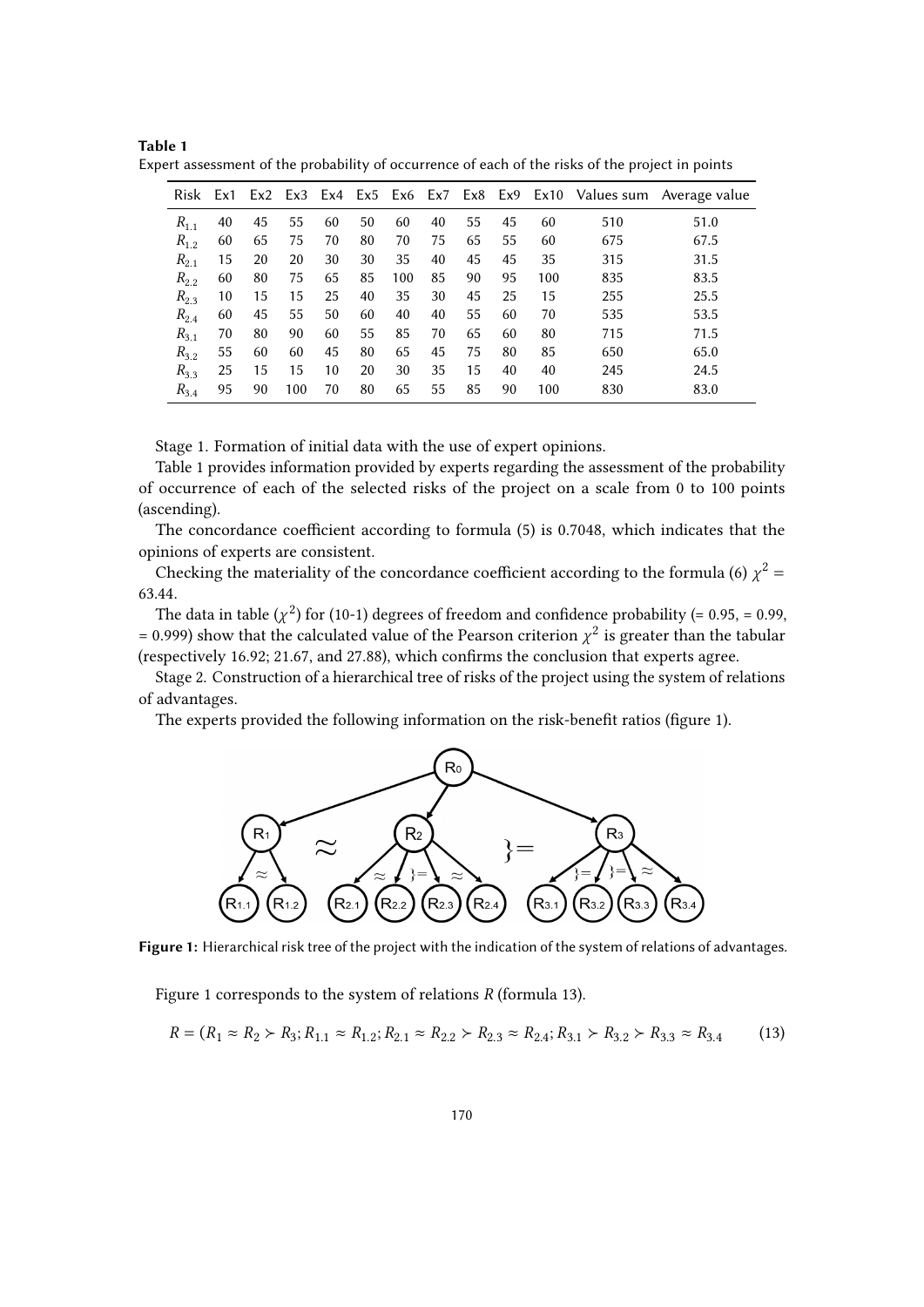**Table 1**
Expert assessment of the probability of occurrence of each of the risks of the project in points

| Risk | Ex1 | Ex2 | Ex3 | Ex4 | Ex5 | Ex6 | Ex7 | Ex8 | Ex9 | Ex10 | Values sum | Average value |
|---|---|---|---|---|---|---|---|---|---|---|---|---|
| $R_{1.1}$ | 40 | 45 | 55 | 60 | 50 | 60 | 40 | 55 | 45 | 60 | 510 | 51.0 |
| $R_{1.2}$ | 60 | 65 | 75 | 70 | 80 | 70 | 75 | 65 | 55 | 60 | 675 | 67.5 |
| $R_{2.1}$ | 15 | 20 | 20 | 30 | 30 | 35 | 40 | 45 | 45 | 35 | 315 | 31.5 |
| $R_{2.2}$ | 60 | 80 | 75 | 65 | 85 | 100 | 85 | 90 | 95 | 100 | 835 | 83.5 |
| $R_{2.3}$ | 10 | 15 | 15 | 25 | 40 | 35 | 30 | 45 | 25 | 15 | 255 | 25.5 |
| $R_{2.4}$ | 60 | 45 | 55 | 50 | 60 | 40 | 40 | 55 | 60 | 70 | 535 | 53.5 |
| $R_{3.1}$ | 70 | 80 | 90 | 60 | 55 | 85 | 70 | 65 | 60 | 80 | 715 | 71.5 |
| $R_{3.2}$ | 55 | 60 | 60 | 45 | 80 | 65 | 45 | 75 | 80 | 85 | 650 | 65.0 |
| $R_{3.3}$ | 25 | 15 | 15 | 10 | 20 | 30 | 35 | 15 | 40 | 40 | 245 | 24.5 |
| $R_{3.4}$ | 95 | 90 | 100 | 70 | 80 | 65 | 55 | 85 | 90 | 100 | 830 | 83.0 |

Stage 1. Formation of initial data with the use of expert opinions.

Table 1 provides information provided by experts regarding the assessment of the probability of occurrence of each of the selected risks of the project on a scale from 0 to 100 points (ascending).

The concordance coefficient according to formula (5) is 0.7048, which indicates that the opinions of experts are consistent.

Checking the materiality of the concordance coefficient according to the formula (6) $\chi^2 =$ 63.44.

The data in table ($\chi^2$) for (10-1) degrees of freedom and confidence probability (= 0.95, = 0.99, = 0.999) show that the calculated value of the Pearson criterion $\chi^2$ is greater than the tabular (respectively 16.92; 21.67, and 27.88), which confirms the conclusion that experts agree.

Stage 2. Construction of a hierarchical tree of risks of the project using the system of relations of advantages.

The experts provided the following information on the risk-benefit ratios (figure 1).

**Figure 1:** Hierarchical risk tree of the project with the indication of the system of relations of advantages.

Figure 1 corresponds to the system of relations $R$ (formula 13).

$$R = (R_1 \approx R_2 \succ R_3; R_{1.1} \approx R_{1.2}; R_{2.1} \approx R_{2.2} \succ R_{2.3} \approx R_{2.4}; R_{3.1} \succ R_{3.2} \succ R_{3.3} \approx R_{3.4} \tag{13}$$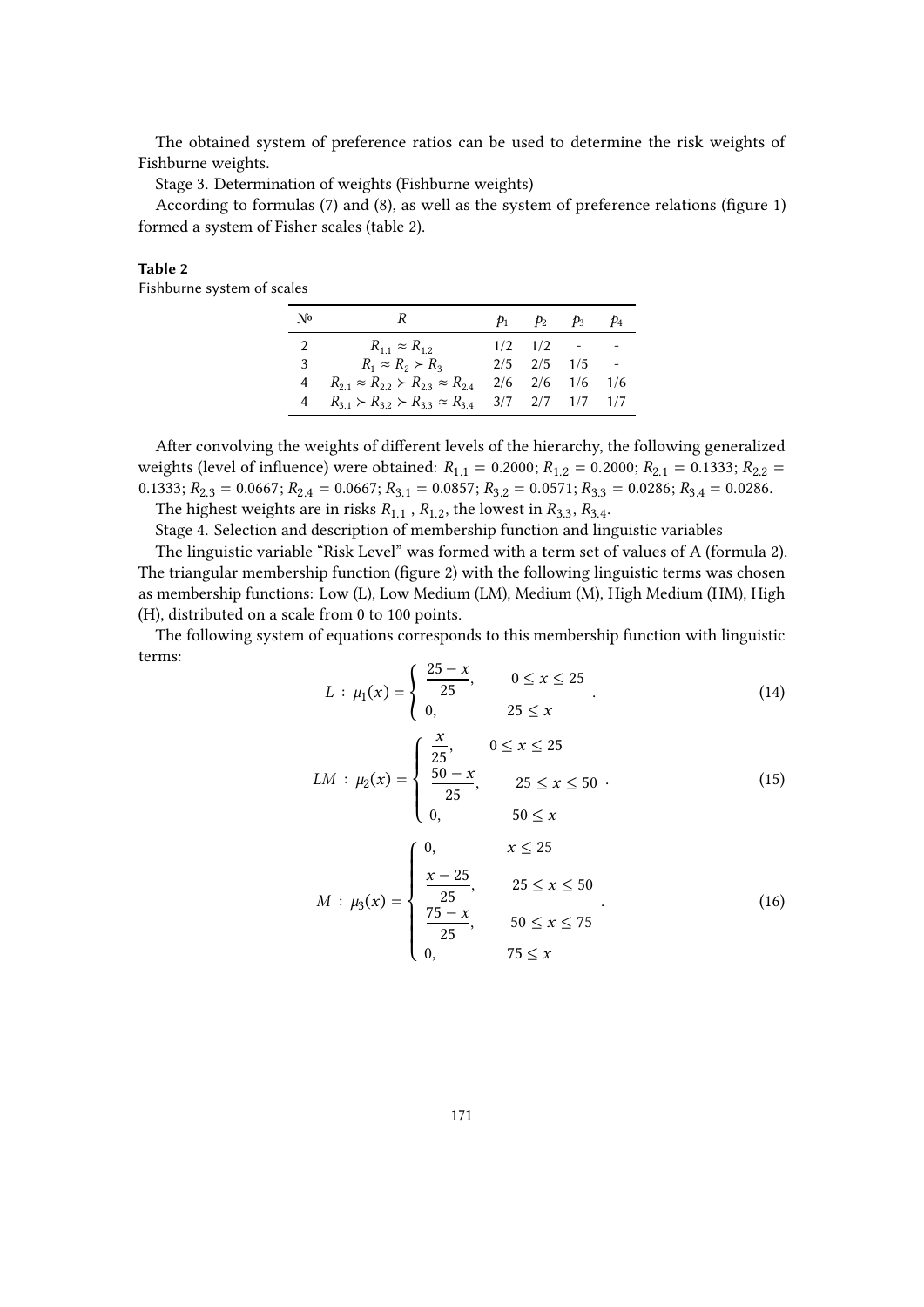The obtained system of preference ratios can be used to determine the risk weights of Fishburne weights.

Stage 3. Determination of weights (Fishburne weights)

According to formulas (7) and (8), as well as the system of preference relations (figure 1) formed a system of Fisher scales (table 2).

**Table 2**

Fishburne system of scales

| № | $R$ | $p_1$ | $p_2$ | $p_3$ | $p_4$ |
|---|---|---|---|---|---|
| 2 | $R_{1.1} \approx R_{1.2}$ | 1/2 | 1/2 | - | - |
| 3 | $R_1 \approx R_2 \succ R_3$ | 2/5 | 2/5 | 1/5 | - |
| 4 | $R_{2.1} \approx R_{2.2} \succ R_{2.3} \approx R_{2.4}$ | 2/6 | 2/6 | 1/6 | 1/6 |
| 4 | $R_{3.1} \succ R_{3.2} \succ R_{3.3} \approx R_{3.4}$ | 3/7 | 2/7 | 1/7 | 1/7 |

After convolving the weights of different levels of the hierarchy, the following generalized weights (level of influence) were obtained: $R_{1.1} = 0.2000$; $R_{1.2} = 0.2000$; $R_{2.1} = 0.1333$; $R_{2.2} = 0.1333$; $R_{2.3} = 0.0667$; $R_{2.4} = 0.0667$; $R_{3.1} = 0.0857$; $R_{3.2} = 0.0571$; $R_{3.3} = 0.0286$; $R_{3.4} = 0.0286$.

The highest weights are in risks $R_{1.1}$ , $R_{1.2}$, the lowest in $R_{3.3}$, $R_{3.4}$.

Stage 4. Selection and description of membership function and linguistic variables

The linguistic variable "Risk Level" was formed with a term set of values of A (formula 2). The triangular membership function (figure 2) with the following linguistic terms was chosen as membership functions: Low (L), Low Medium (LM), Medium (M), High Medium (HM), High (H), distributed on a scale from 0 to 100 points.

The following system of equations corresponds to this membership function with linguistic terms:

$$L : \mu_1(x) = \begin{cases} \dfrac{25 - x}{25}, & 0 \le x \le 25 \\ 0, & 25 \le x \end{cases}. \tag{14}$$

$$LM : \mu_2(x) = \begin{cases} \dfrac{x}{25}, & 0 \le x \le 25 \\ \dfrac{50 - x}{25}, & 25 \le x \le 50 \\ 0, & 50 \le x \end{cases}. \tag{15}$$

$$M : \mu_3(x) = \begin{cases} 0, & x \le 25 \\ \dfrac{x - 25}{25}, & 25 \le x \le 50 \\ \dfrac{75 - x}{25}, & 50 \le x \le 75 \\ 0, & 75 \le x \end{cases}. \tag{16}$$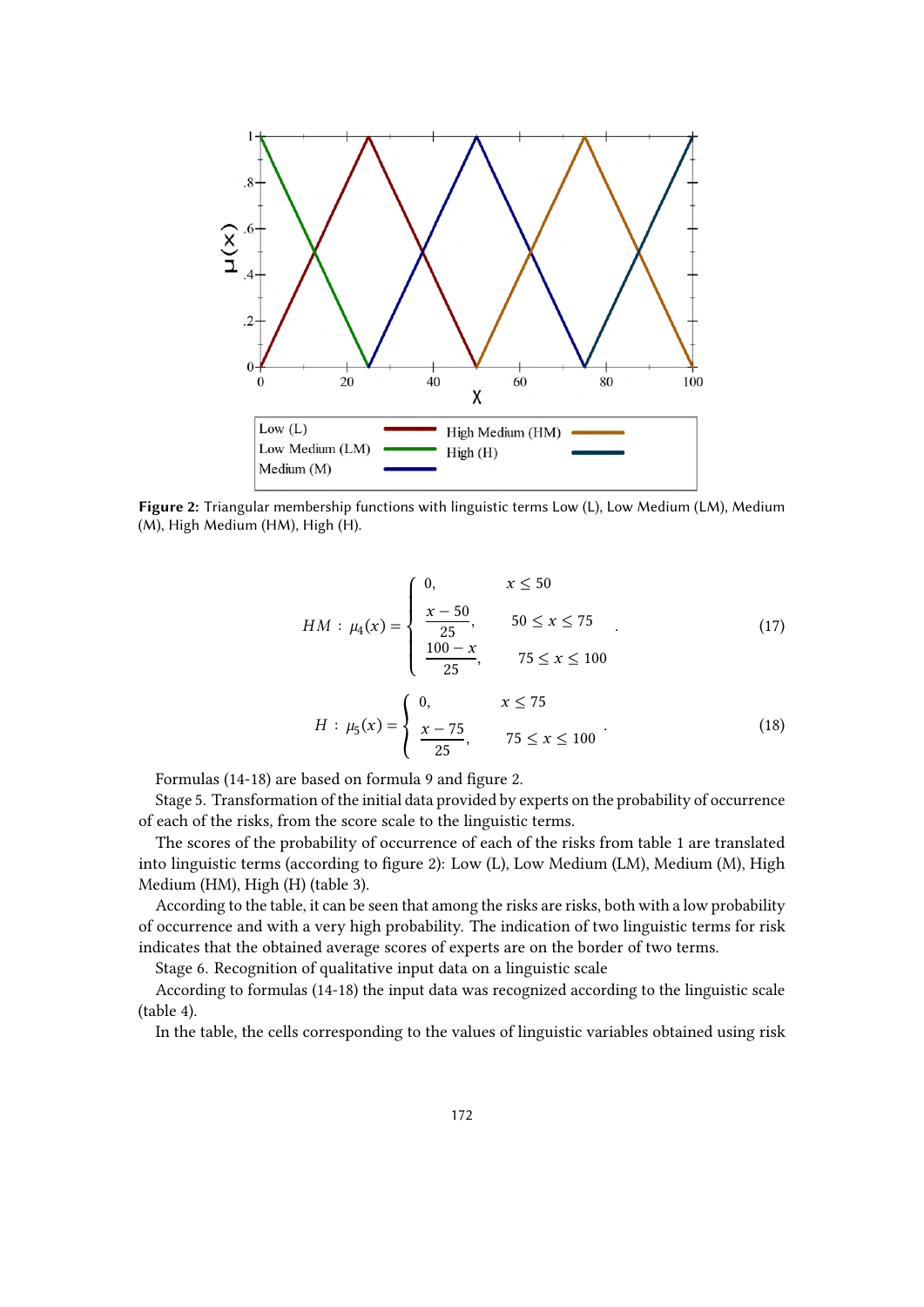**Figure 2:** Triangular membership functions with linguistic terms Low (L), Low Medium (LM), Medium (M), High Medium (HM), High (H).

$$HM : \mu_4(x) = \begin{cases} 0, & x \leq 50 \\ \dfrac{x-50}{25}, & 50 \leq x \leq 75 \\ \dfrac{100-x}{25}, & 75 \leq x \leq 100 \end{cases}. \tag{17}$$

$$H : \mu_5(x) = \begin{cases} 0, & x \leq 75 \\ \dfrac{x-75}{25}, & 75 \leq x \leq 100 \end{cases}. \tag{18}$$

Formulas (14-18) are based on formula 9 and figure 2.

Stage 5. Transformation of the initial data provided by experts on the probability of occurrence of each of the risks, from the score scale to the linguistic terms.

The scores of the probability of occurrence of each of the risks from table 1 are translated into linguistic terms (according to figure 2): Low (L), Low Medium (LM), Medium (M), High Medium (HM), High (H) (table 3).

According to the table, it can be seen that among the risks are risks, both with a low probability of occurrence and with a very high probability. The indication of two linguistic terms for risk indicates that the obtained average scores of experts are on the border of two terms.

Stage 6. Recognition of qualitative input data on a linguistic scale

According to formulas (14-18) the input data was recognized according to the linguistic scale (table 4).

In the table, the cells corresponding to the values of linguistic variables obtained using risk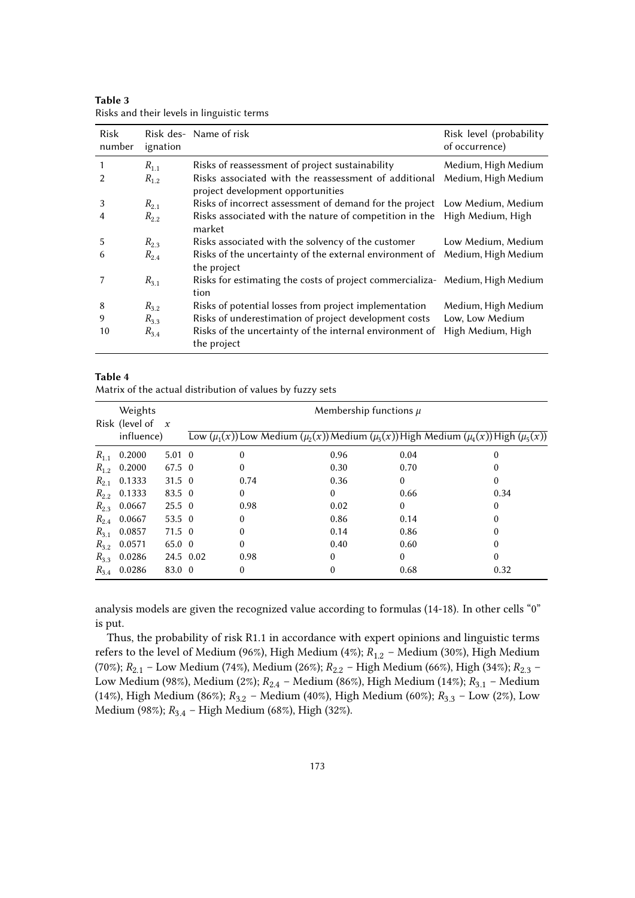**Table 3**
Risks and their levels in linguistic terms

| Risk number | Risk designation | Name of risk | Risk level (probability of occurrence) |
|---|---|---|---|
| 1 | $R_{1.1}$ | Risks of reassessment of project sustainability | Medium, High Medium |
| 2 | $R_{1.2}$ | Risks associated with the reassessment of additional project development opportunities | Medium, High Medium |
| 3 | $R_{2.1}$ | Risks of incorrect assessment of demand for the project | Low Medium, Medium |
| 4 | $R_{2.2}$ | Risks associated with the nature of competition in the market | High Medium, High |
| 5 | $R_{2.3}$ | Risks associated with the solvency of the customer | Low Medium, Medium |
| 6 | $R_{2.4}$ | Risks of the uncertainty of the external environment of the project | Medium, High Medium |
| 7 | $R_{3.1}$ | Risks for estimating the costs of project commercialization | Medium, High Medium |
| 8 | $R_{3.2}$ | Risks of potential losses from project implementation | Medium, High Medium |
| 9 | $R_{3.3}$ | Risks of underestimation of project development costs | Low, Low Medium |
| 10 | $R_{3.4}$ | Risks of the uncertainty of the internal environment of the project | High Medium, High |

**Table 4**
Matrix of the actual distribution of values by fuzzy sets

| Risk | Weights (level of influence) | $x$ | Membership functions $\mu$ | | | | |
|---|---|---|---|---|---|---|---|
| | | | Low ($\mu_1(x)$) | Low Medium ($\mu_2(x)$) | Medium ($\mu_3(x)$) | High Medium ($\mu_4(x)$) | High ($\mu_5(x)$) |
| $R_{1.1}$ | 0.2000 | 5.01 | 0 | 0 | 0.96 | 0.04 | 0 |
| $R_{1.2}$ | 0.2000 | 67.5 | 0 | 0 | 0.30 | 0.70 | 0 |
| $R_{2.1}$ | 0.1333 | 31.5 | 0 | 0.74 | 0.36 | 0 | 0 |
| $R_{2.2}$ | 0.1333 | 83.5 | 0 | 0 | 0 | 0.66 | 0.34 |
| $R_{2.3}$ | 0.0667 | 25.5 | 0 | 0.98 | 0.02 | 0 | 0 |
| $R_{2.4}$ | 0.0667 | 53.5 | 0 | 0 | 0.86 | 0.14 | 0 |
| $R_{3.1}$ | 0.0857 | 71.5 | 0 | 0 | 0.14 | 0.86 | 0 |
| $R_{3.2}$ | 0.0571 | 65.0 | 0 | 0 | 0.40 | 0.60 | 0 |
| $R_{3.3}$ | 0.0286 | 24.5 | 0.02 | 0.98 | 0 | 0 | 0 |
| $R_{3.4}$ | 0.0286 | 83.0 | 0 | 0 | 0 | 0.68 | 0.32 |

analysis models are given the recognized value according to formulas (14-18). In other cells "0" is put.

Thus, the probability of risk R1.1 in accordance with expert opinions and linguistic terms refers to the level of Medium (96%), High Medium (4%); $R_{1.2}$ – Medium (30%), High Medium (70%); $R_{2.1}$ – Low Medium (74%), Medium (26%); $R_{2.2}$ – High Medium (66%), High (34%); $R_{2.3}$ – Low Medium (98%), Medium (2%); $R_{2.4}$ – Medium (86%), High Medium (14%); $R_{3.1}$ – Medium (14%), High Medium (86%); $R_{3.2}$ – Medium (40%), High Medium (60%); $R_{3.3}$ – Low (2%), Low Medium (98%); $R_{3.4}$ – High Medium (68%), High (32%).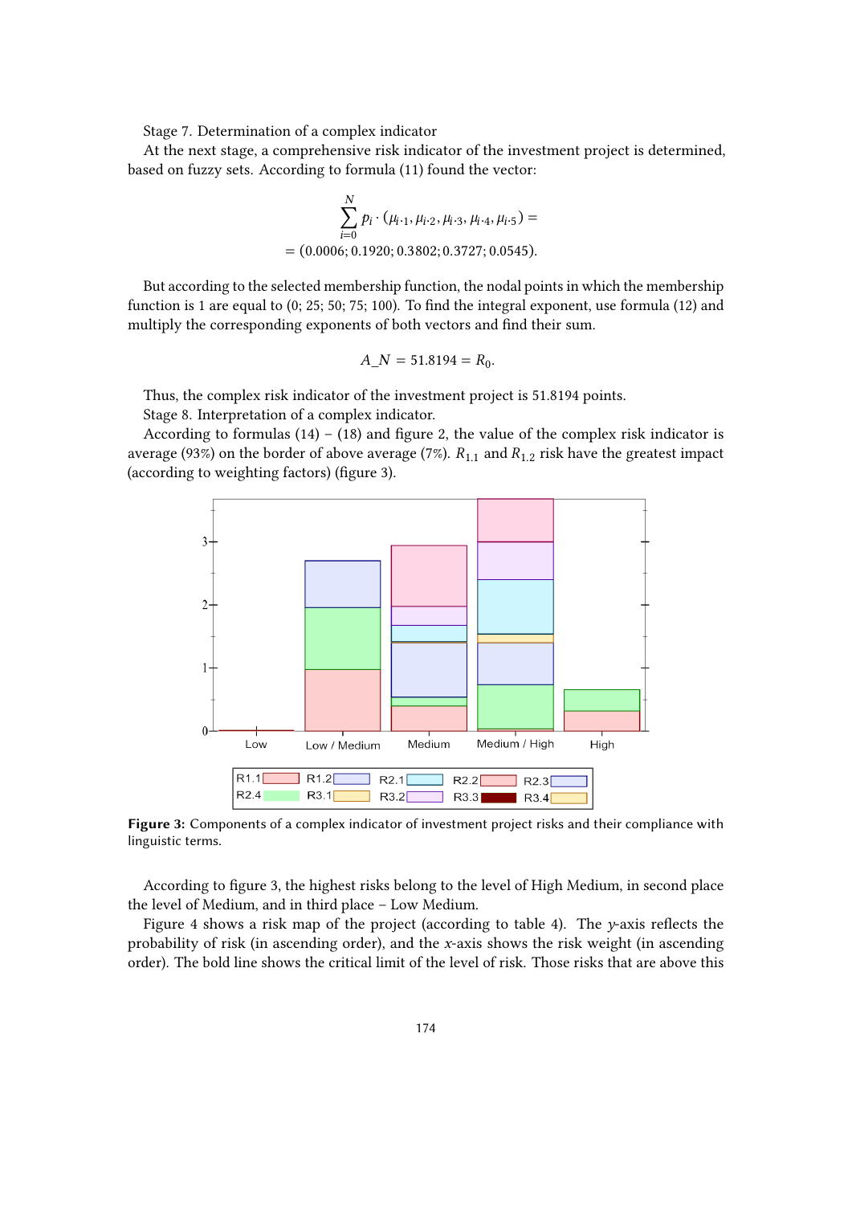Stage 7. Determination of a complex indicator

At the next stage, a comprehensive risk indicator of the investment project is determined, based on fuzzy sets. According to formula (11) found the vector:

$$\sum_{i=0}^{N} p_i \cdot (\mu_{i\cdot 1}, \mu_{i\cdot 2}, \mu_{i\cdot 3}, \mu_{i\cdot 4}, \mu_{i\cdot 5}) =$$
$$= (0.0006; 0.1920; 0.3802; 0.3727; 0.0545).$$

But according to the selected membership function, the nodal points in which the membership function is 1 are equal to (0; 25; 50; 75; 100). To find the integral exponent, use formula (12) and multiply the corresponding exponents of both vectors and find their sum.

$$A\_N = 51.8194 = R_0.$$

Thus, the complex risk indicator of the investment project is 51.8194 points.

Stage 8. Interpretation of a complex indicator.

According to formulas (14) – (18) and figure 2, the value of the complex risk indicator is average (93%) on the border of above average (7%). $R_{1.1}$ and $R_{1.2}$ risk have the greatest impact (according to weighting factors) (figure 3).

**Figure 3:** Components of a complex indicator of investment project risks and their compliance with linguistic terms.

According to figure 3, the highest risks belong to the level of High Medium, in second place the level of Medium, and in third place – Low Medium.

Figure 4 shows a risk map of the project (according to table 4). The *y*-axis reflects the probability of risk (in ascending order), and the *x*-axis shows the risk weight (in ascending order). The bold line shows the critical limit of the level of risk. Those risks that are above this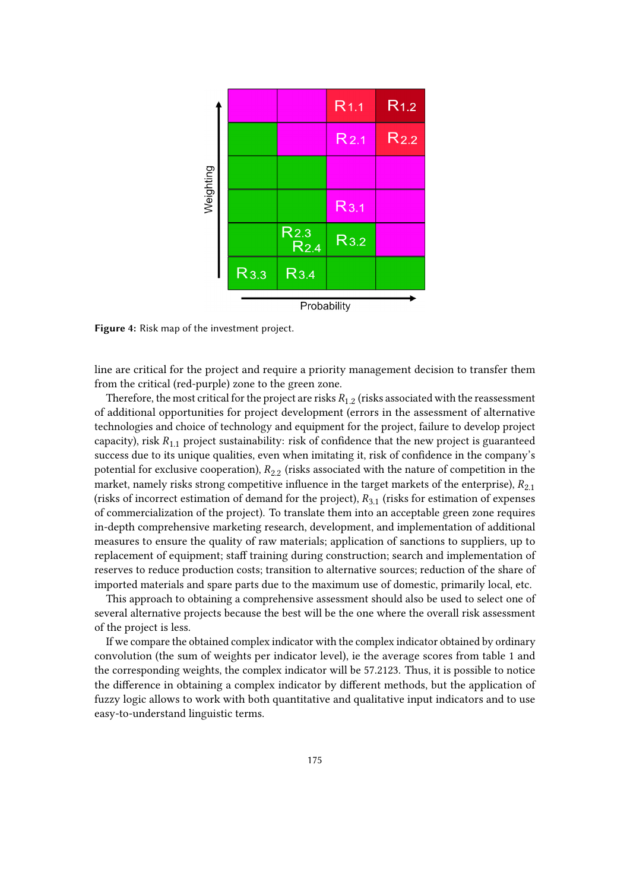Figure 4: Risk map of the investment project.

line are critical for the project and require a priority management decision to transfer them from the critical (red-purple) zone to the green zone.

Therefore, the most critical for the project are risks $R_{1.2}$ (risks associated with the reassessment of additional opportunities for project development (errors in the assessment of alternative technologies and choice of technology and equipment for the project, failure to develop project capacity), risk $R_{1.1}$ project sustainability: risk of confidence that the new project is guaranteed success due to its unique qualities, even when imitating it, risk of confidence in the company's potential for exclusive cooperation), $R_{2.2}$ (risks associated with the nature of competition in the market, namely risks strong competitive influence in the target markets of the enterprise), $R_{2.1}$ (risks of incorrect estimation of demand for the project), $R_{3.1}$ (risks for estimation of expenses of commercialization of the project). To translate them into an acceptable green zone requires in-depth comprehensive marketing research, development, and implementation of additional measures to ensure the quality of raw materials; application of sanctions to suppliers, up to replacement of equipment; staff training during construction; search and implementation of reserves to reduce production costs; transition to alternative sources; reduction of the share of imported materials and spare parts due to the maximum use of domestic, primarily local, etc.

This approach to obtaining a comprehensive assessment should also be used to select one of several alternative projects because the best will be the one where the overall risk assessment of the project is less.

If we compare the obtained complex indicator with the complex indicator obtained by ordinary convolution (the sum of weights per indicator level), ie the average scores from table 1 and the corresponding weights, the complex indicator will be 57.2123. Thus, it is possible to notice the difference in obtaining a complex indicator by different methods, but the application of fuzzy logic allows to work with both quantitative and qualitative input indicators and to use easy-to-understand linguistic terms.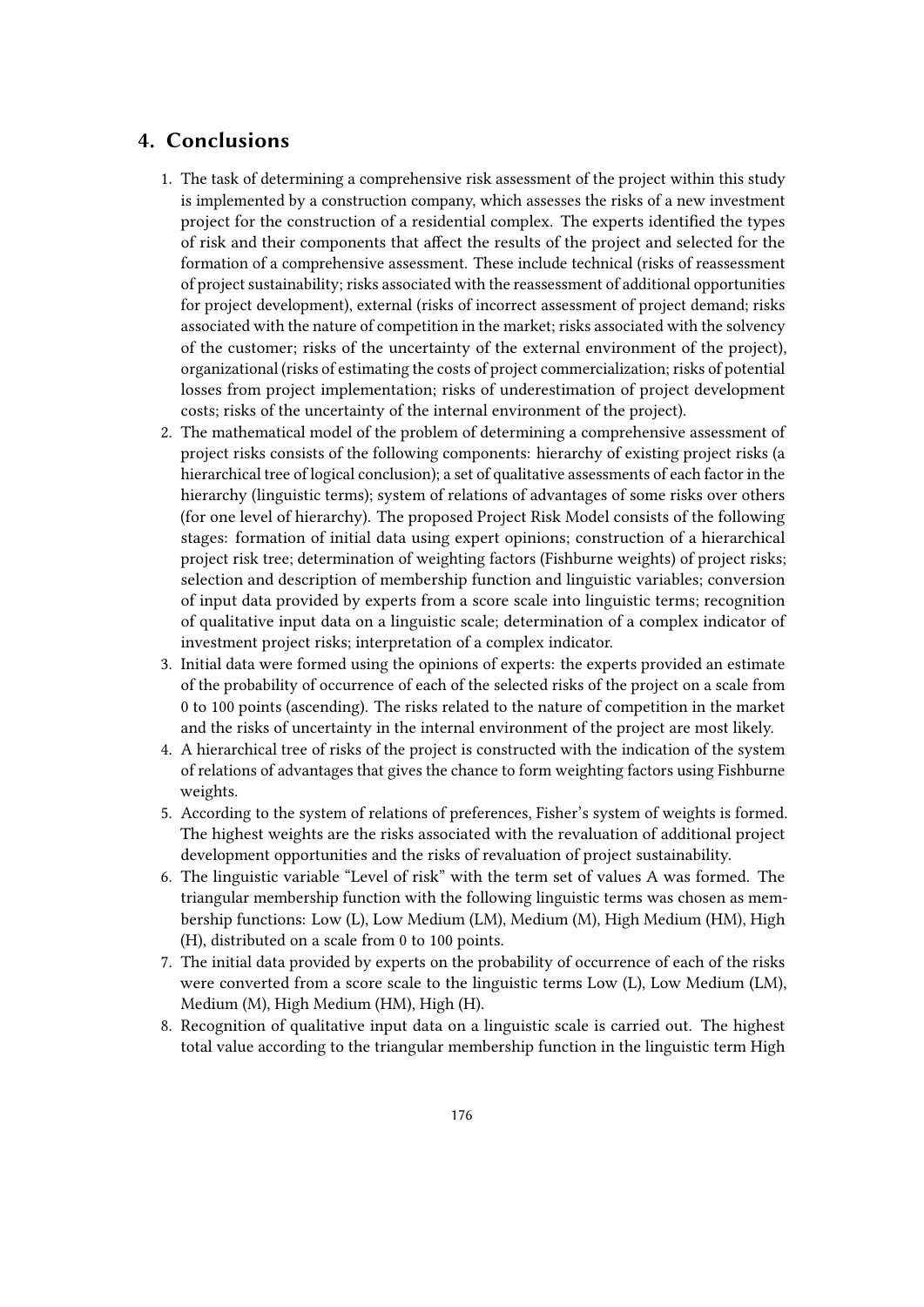## 4. Conclusions

1. The task of determining a comprehensive risk assessment of the project within this study is implemented by a construction company, which assesses the risks of a new investment project for the construction of a residential complex. The experts identified the types of risk and their components that affect the results of the project and selected for the formation of a comprehensive assessment. These include technical (risks of reassessment of project sustainability; risks associated with the reassessment of additional opportunities for project development), external (risks of incorrect assessment of project demand; risks associated with the nature of competition in the market; risks associated with the solvency of the customer; risks of the uncertainty of the external environment of the project), organizational (risks of estimating the costs of project commercialization; risks of potential losses from project implementation; risks of underestimation of project development costs; risks of the uncertainty of the internal environment of the project).
2. The mathematical model of the problem of determining a comprehensive assessment of project risks consists of the following components: hierarchy of existing project risks (a hierarchical tree of logical conclusion); a set of qualitative assessments of each factor in the hierarchy (linguistic terms); system of relations of advantages of some risks over others (for one level of hierarchy). The proposed Project Risk Model consists of the following stages: formation of initial data using expert opinions; construction of a hierarchical project risk tree; determination of weighting factors (Fishburne weights) of project risks; selection and description of membership function and linguistic variables; conversion of input data provided by experts from a score scale into linguistic terms; recognition of qualitative input data on a linguistic scale; determination of a complex indicator of investment project risks; interpretation of a complex indicator.
3. Initial data were formed using the opinions of experts: the experts provided an estimate of the probability of occurrence of each of the selected risks of the project on a scale from 0 to 100 points (ascending). The risks related to the nature of competition in the market and the risks of uncertainty in the internal environment of the project are most likely.
4. A hierarchical tree of risks of the project is constructed with the indication of the system of relations of advantages that gives the chance to form weighting factors using Fishburne weights.
5. According to the system of relations of preferences, Fisher's system of weights is formed. The highest weights are the risks associated with the revaluation of additional project development opportunities and the risks of revaluation of project sustainability.
6. The linguistic variable "Level of risk" with the term set of values A was formed. The triangular membership function with the following linguistic terms was chosen as membership functions: Low (L), Low Medium (LM), Medium (M), High Medium (HM), High (H), distributed on a scale from 0 to 100 points.
7. The initial data provided by experts on the probability of occurrence of each of the risks were converted from a score scale to the linguistic terms Low (L), Low Medium (LM), Medium (M), High Medium (HM), High (H).
8. Recognition of qualitative input data on a linguistic scale is carried out. The highest total value according to the triangular membership function in the linguistic term High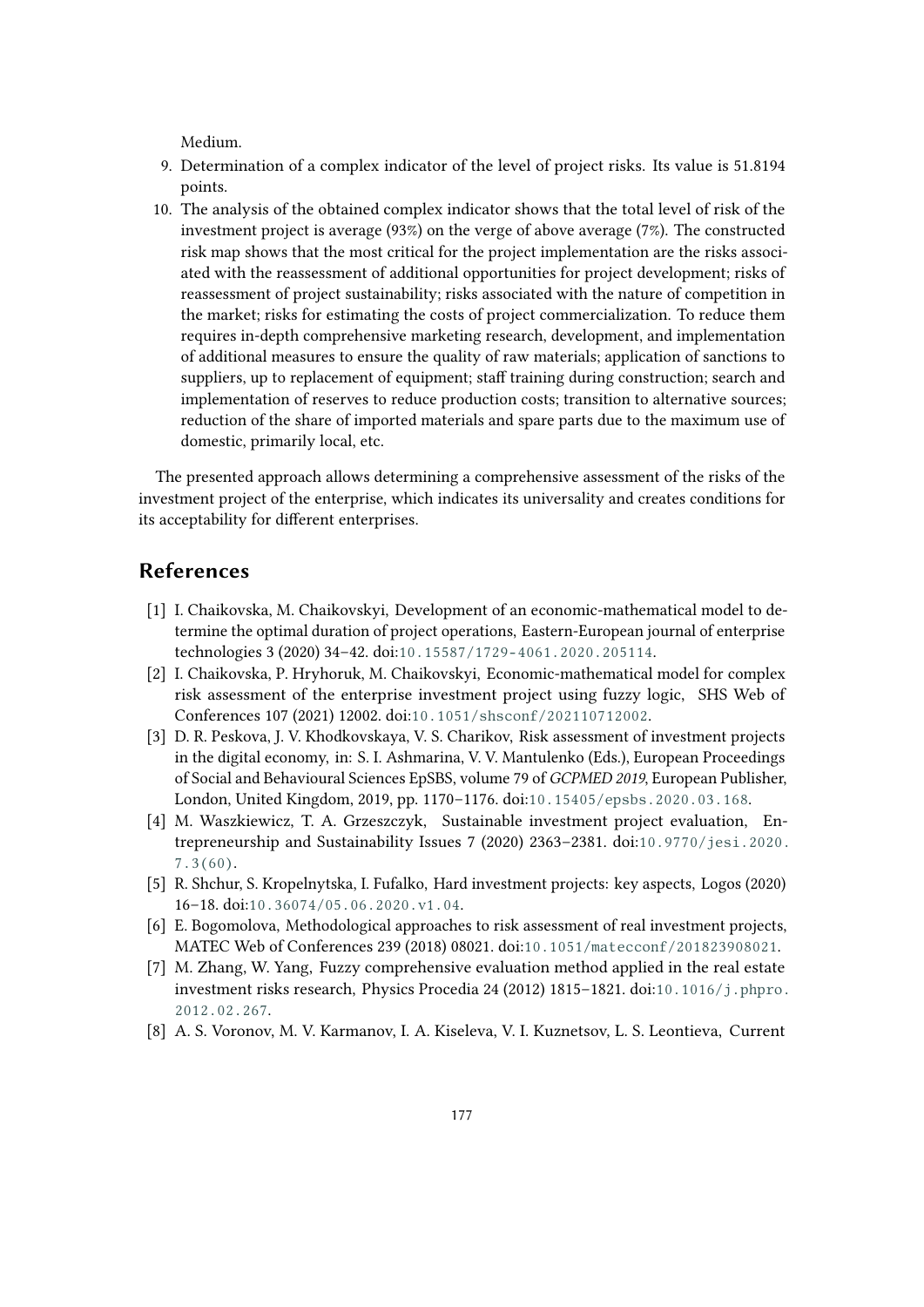Medium.

9. Determination of a complex indicator of the level of project risks. Its value is 51.8194 points.
10. The analysis of the obtained complex indicator shows that the total level of risk of the investment project is average (93%) on the verge of above average (7%). The constructed risk map shows that the most critical for the project implementation are the risks associated with the reassessment of additional opportunities for project development; risks of reassessment of project sustainability; risks associated with the nature of competition in the market; risks for estimating the costs of project commercialization. To reduce them requires in-depth comprehensive marketing research, development, and implementation of additional measures to ensure the quality of raw materials; application of sanctions to suppliers, up to replacement of equipment; staff training during construction; search and implementation of reserves to reduce production costs; transition to alternative sources; reduction of the share of imported materials and spare parts due to the maximum use of domestic, primarily local, etc.

The presented approach allows determining a comprehensive assessment of the risks of the investment project of the enterprise, which indicates its universality and creates conditions for its acceptability for different enterprises.

## References

[1] I. Chaikovska, M. Chaikovskyi, Development of an economic-mathematical model to determine the optimal duration of project operations, Eastern-European journal of enterprise technologies 3 (2020) 34–42. doi:10.15587/1729-4061.2020.205114.

[2] I. Chaikovska, P. Hryhoruk, M. Chaikovskyi, Economic-mathematical model for complex risk assessment of the enterprise investment project using fuzzy logic, SHS Web of Conferences 107 (2021) 12002. doi:10.1051/shsconf/202110712002.

[3] D. R. Peskova, J. V. Khodkovskaya, V. S. Charikov, Risk assessment of investment projects in the digital economy, in: S. I. Ashmarina, V. V. Mantulenko (Eds.), European Proceedings of Social and Behavioural Sciences EpSBS, volume 79 of *GCPMED 2019*, European Publisher, London, United Kingdom, 2019, pp. 1170–1176. doi:10.15405/epsbs.2020.03.168.

[4] M. Waszkiewicz, T. A. Grzeszczyk, Sustainable investment project evaluation, Entrepreneurship and Sustainability Issues 7 (2020) 2363–2381. doi:10.9770/jesi.2020.7.3(60).

[5] R. Shchur, S. Kropelnytska, I. Fufalko, Hard investment projects: key aspects, Logos (2020) 16–18. doi:10.36074/05.06.2020.v1.04.

[6] E. Bogomolova, Methodological approaches to risk assessment of real investment projects, MATEC Web of Conferences 239 (2018) 08021. doi:10.1051/matecconf/201823908021.

[7] M. Zhang, W. Yang, Fuzzy comprehensive evaluation method applied in the real estate investment risks research, Physics Procedia 24 (2012) 1815–1821. doi:10.1016/j.phpro.2012.02.267.

[8] A. S. Voronov, M. V. Karmanov, I. A. Kiseleva, V. I. Kuznetsov, L. S. Leontieva, Current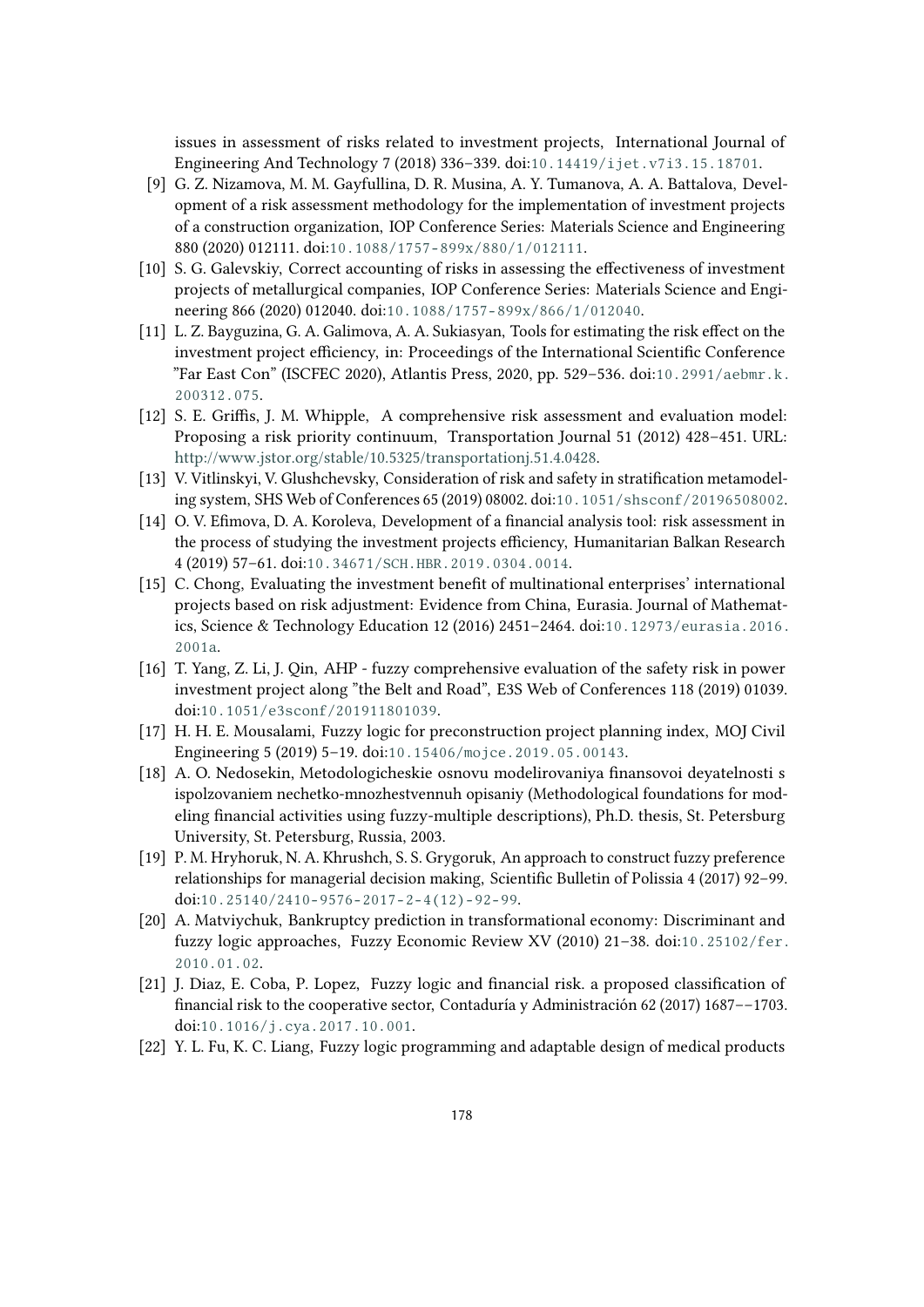issues in assessment of risks related to investment projects, International Journal of Engineering And Technology 7 (2018) 336–339. doi:10.14419/ijet.v7i3.15.18701.

[9] G. Z. Nizamova, M. M. Gayfullina, D. R. Musina, A. Y. Tumanova, A. A. Battalova, Development of a risk assessment methodology for the implementation of investment projects of a construction organization, IOP Conference Series: Materials Science and Engineering 880 (2020) 012111. doi:10.1088/1757-899x/880/1/012111.

[10] S. G. Galevskiy, Correct accounting of risks in assessing the effectiveness of investment projects of metallurgical companies, IOP Conference Series: Materials Science and Engineering 866 (2020) 012040. doi:10.1088/1757-899x/866/1/012040.

[11] L. Z. Bayguzina, G. A. Galimova, A. A. Sukiasyan, Tools for estimating the risk effect on the investment project efficiency, in: Proceedings of the International Scientific Conference "Far East Con" (ISCFEC 2020), Atlantis Press, 2020, pp. 529–536. doi:10.2991/aebmr.k.200312.075.

[12] S. E. Griffis, J. M. Whipple, A comprehensive risk assessment and evaluation model: Proposing a risk priority continuum, Transportation Journal 51 (2012) 428–451. URL: http://www.jstor.org/stable/10.5325/transportationj.51.4.0428.

[13] V. Vitlinskyi, V. Glushchevsky, Consideration of risk and safety in stratification metamodeling system, SHS Web of Conferences 65 (2019) 08002. doi:10.1051/shsconf/20196508002.

[14] O. V. Efimova, D. A. Koroleva, Development of a financial analysis tool: risk assessment in the process of studying the investment projects efficiency, Humanitarian Balkan Research 4 (2019) 57–61. doi:10.34671/SCH.HBR.2019.0304.0014.

[15] C. Chong, Evaluating the investment benefit of multinational enterprises' international projects based on risk adjustment: Evidence from China, Eurasia. Journal of Mathematics, Science & Technology Education 12 (2016) 2451–2464. doi:10.12973/eurasia.2016.2001a.

[16] T. Yang, Z. Li, J. Qin, AHP - fuzzy comprehensive evaluation of the safety risk in power investment project along "the Belt and Road", E3S Web of Conferences 118 (2019) 01039. doi:10.1051/e3sconf/201911801039.

[17] H. H. E. Mousalami, Fuzzy logic for preconstruction project planning index, MOJ Civil Engineering 5 (2019) 5–19. doi:10.15406/mojce.2019.05.00143.

[18] A. O. Nedosekin, Metodologicheskie osnovu modelirovaniya finansovoi deyatelnosti s ispolzovaniem nechetko-mnozhestvennuh opisaniy (Methodological foundations for modeling financial activities using fuzzy-multiple descriptions), Ph.D. thesis, St. Petersburg University, St. Petersburg, Russia, 2003.

[19] P. M. Hryhoruk, N. A. Khrushch, S. S. Grygoruk, An approach to construct fuzzy preference relationships for managerial decision making, Scientific Bulletin of Polissia 4 (2017) 92–99. doi:10.25140/2410-9576-2017-2-4(12)-92-99.

[20] A. Matviychuk, Bankruptcy prediction in transformational economy: Discriminant and fuzzy logic approaches, Fuzzy Economic Review XV (2010) 21–38. doi:10.25102/fer.2010.01.02.

[21] J. Diaz, E. Coba, P. Lopez, Fuzzy logic and financial risk. a proposed classification of financial risk to the cooperative sector, Contaduría y Administración 62 (2017) 1687––1703. doi:10.1016/j.cya.2017.10.001.

[22] Y. L. Fu, K. C. Liang, Fuzzy logic programming and adaptable design of medical products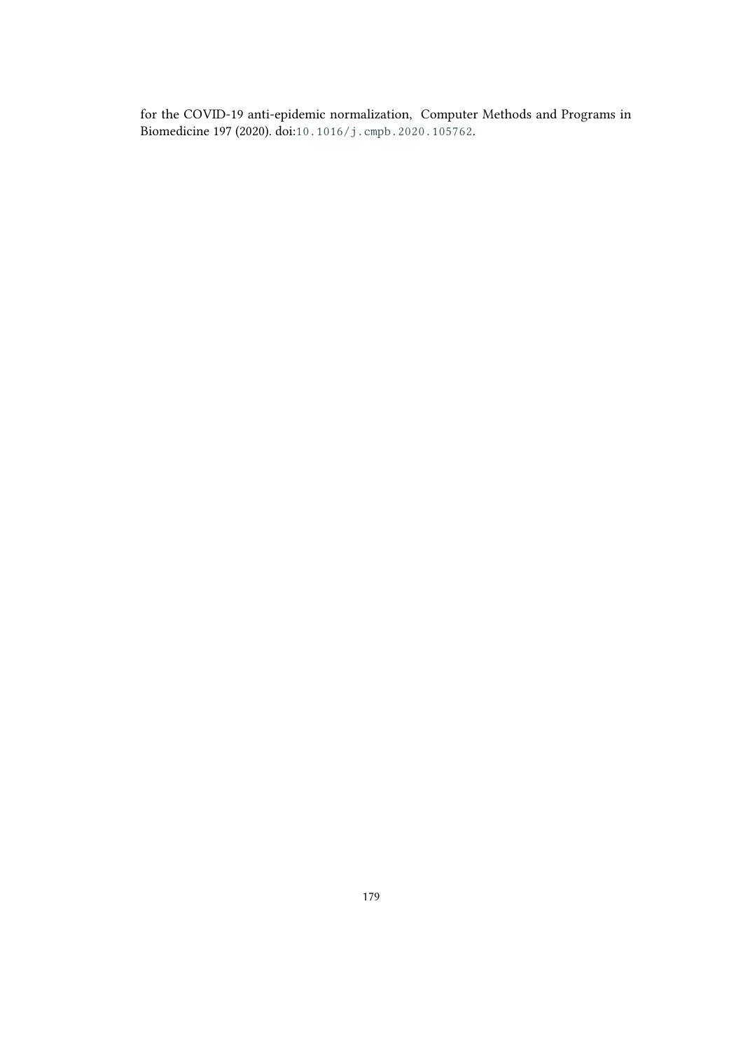for the COVID-19 anti-epidemic normalization, Computer Methods and Programs in Biomedicine 197 (2020). doi:10.1016/j.cmpb.2020.105762.